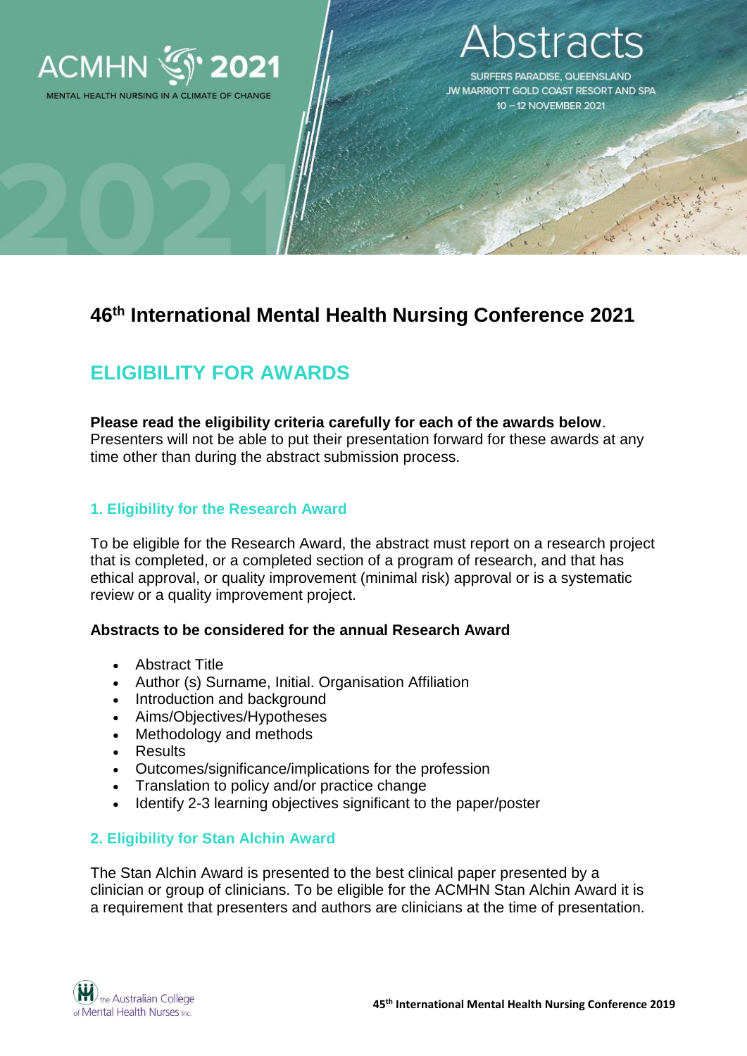ACMHN 2021

MENTAL HEALTH NURSING IN A CLIMATE OF CHANGE

# Abstracts

SURFERS PARADISE, QUEENSLAND
JW MARRIOTT GOLD COAST RESORT AND SPA
10 – 12 NOVEMBER 2021

## 46th International Mental Health Nursing Conference 2021

## ELIGIBILITY FOR AWARDS

**Please read the eligibility criteria carefully for each of the awards below**. Presenters will not be able to put their presentation forward for these awards at any time other than during the abstract submission process.

### 1. Eligibility for the Research Award

To be eligible for the Research Award, the abstract must report on a research project that is completed, or a completed section of a program of research, and that has ethical approval, or quality improvement (minimal risk) approval or is a systematic review or a quality improvement project.

**Abstracts to be considered for the annual Research Award**

- Abstract Title
- Author (s) Surname, Initial. Organisation Affiliation
- Introduction and background
- Aims/Objectives/Hypotheses
- Methodology and methods
- Results
- Outcomes/significance/implications for the profession
- Translation to policy and/or practice change
- Identify 2-3 learning objectives significant to the paper/poster

### 2. Eligibility for Stan Alchin Award

The Stan Alchin Award is presented to the best clinical paper presented by a clinician or group of clinicians. To be eligible for the ACMHN Stan Alchin Award it is a requirement that presenters and authors are clinicians at the time of presentation.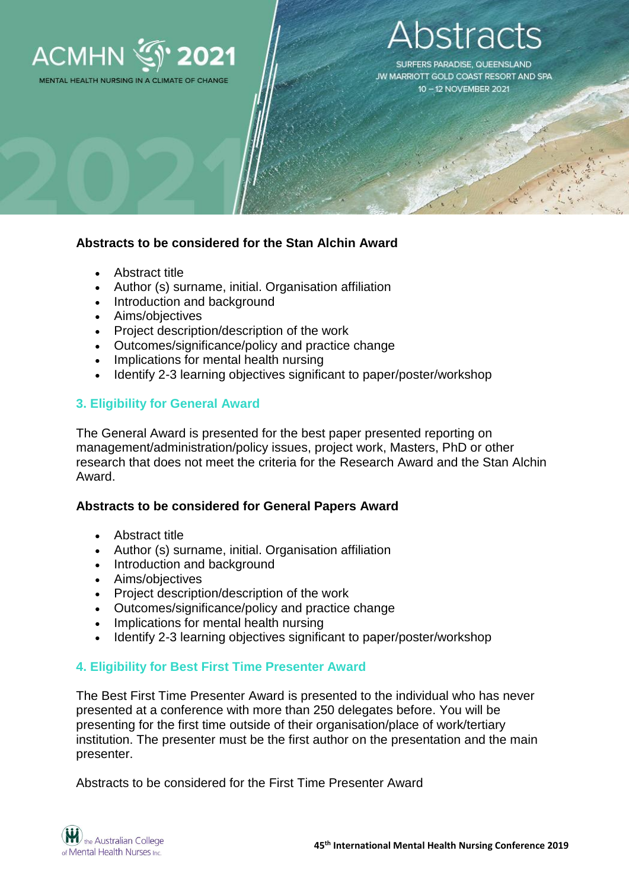**Abstracts to be considered for the Stan Alchin Award**

- Abstract title
- Author (s) surname, initial. Organisation affiliation
- Introduction and background
- Aims/objectives
- Project description/description of the work
- Outcomes/significance/policy and practice change
- Implications for mental health nursing
- Identify 2-3 learning objectives significant to paper/poster/workshop

## 3. Eligibility for General Award

The General Award is presented for the best paper presented reporting on management/administration/policy issues, project work, Masters, PhD or other research that does not meet the criteria for the Research Award and the Stan Alchin Award.

**Abstracts to be considered for General Papers Award**

- Abstract title
- Author (s) surname, initial. Organisation affiliation
- Introduction and background
- Aims/objectives
- Project description/description of the work
- Outcomes/significance/policy and practice change
- Implications for mental health nursing
- Identify 2-3 learning objectives significant to paper/poster/workshop

## 4. Eligibility for Best First Time Presenter Award

The Best First Time Presenter Award is presented to the individual who has never presented at a conference with more than 250 delegates before. You will be presenting for the first time outside of their organisation/place of work/tertiary institution. The presenter must be the first author on the presentation and the main presenter.

Abstracts to be considered for the First Time Presenter Award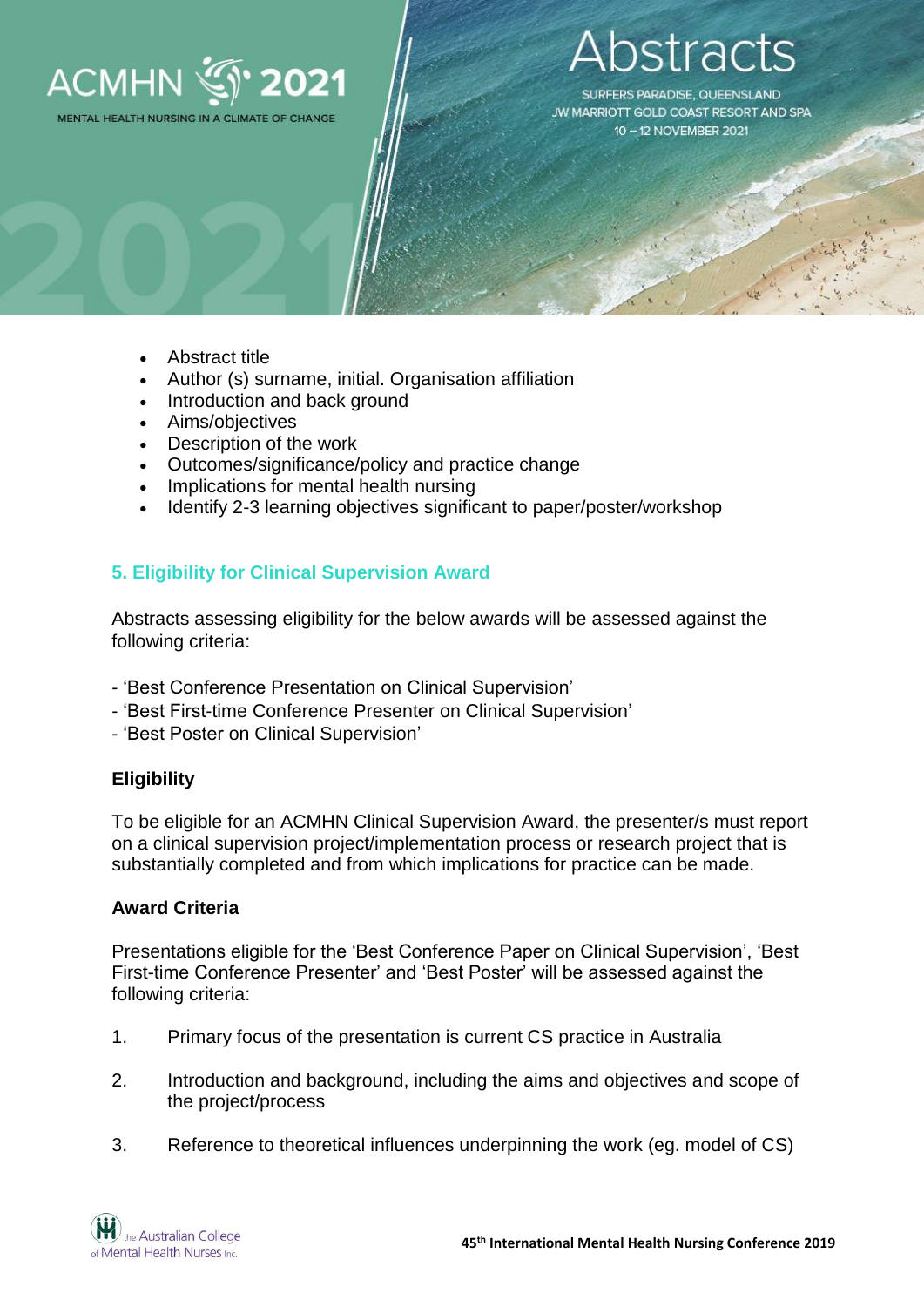- Abstract title
- Author (s) surname, initial. Organisation affiliation
- Introduction and back ground
- Aims/objectives
- Description of the work
- Outcomes/significance/policy and practice change
- Implications for mental health nursing
- Identify 2-3 learning objectives significant to paper/poster/workshop

## 5. Eligibility for Clinical Supervision Award

Abstracts assessing eligibility for the below awards will be assessed against the following criteria:

- 'Best Conference Presentation on Clinical Supervision'
- 'Best First-time Conference Presenter on Clinical Supervision'
- 'Best Poster on Clinical Supervision'

### Eligibility

To be eligible for an ACMHN Clinical Supervision Award, the presenter/s must report on a clinical supervision project/implementation process or research project that is substantially completed and from which implications for practice can be made.

### Award Criteria

Presentations eligible for the 'Best Conference Paper on Clinical Supervision', 'Best First-time Conference Presenter' and 'Best Poster' will be assessed against the following criteria:

1. Primary focus of the presentation is current CS practice in Australia
2. Introduction and background, including the aims and objectives and scope of the project/process
3. Reference to theoretical influences underpinning the work (eg. model of CS)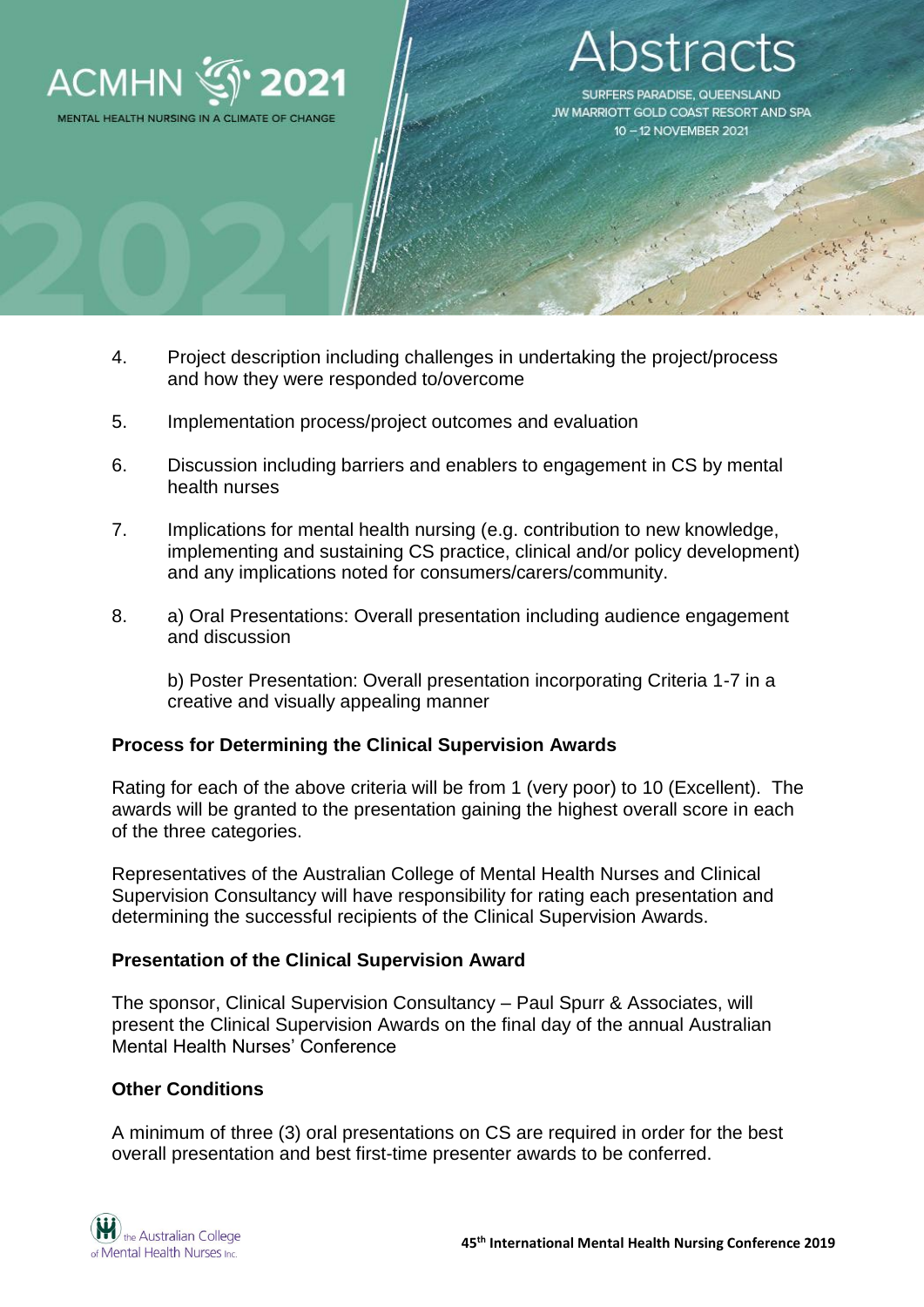4. Project description including challenges in undertaking the project/process and how they were responded to/overcome

5. Implementation process/project outcomes and evaluation

6. Discussion including barriers and enablers to engagement in CS by mental health nurses

7. Implications for mental health nursing (e.g. contribution to new knowledge, implementing and sustaining CS practice, clinical and/or policy development) and any implications noted for consumers/carers/community.

8. a) Oral Presentations: Overall presentation including audience engagement and discussion

   b) Poster Presentation: Overall presentation incorporating Criteria 1-7 in a creative and visually appealing manner

**Process for Determining the Clinical Supervision Awards**

Rating for each of the above criteria will be from 1 (very poor) to 10 (Excellent). The awards will be granted to the presentation gaining the highest overall score in each of the three categories.

Representatives of the Australian College of Mental Health Nurses and Clinical Supervision Consultancy will have responsibility for rating each presentation and determining the successful recipients of the Clinical Supervision Awards.

**Presentation of the Clinical Supervision Award**

The sponsor, Clinical Supervision Consultancy – Paul Spurr & Associates, will present the Clinical Supervision Awards on the final day of the annual Australian Mental Health Nurses' Conference

**Other Conditions**

A minimum of three (3) oral presentations on CS are required in order for the best overall presentation and best first-time presenter awards to be conferred.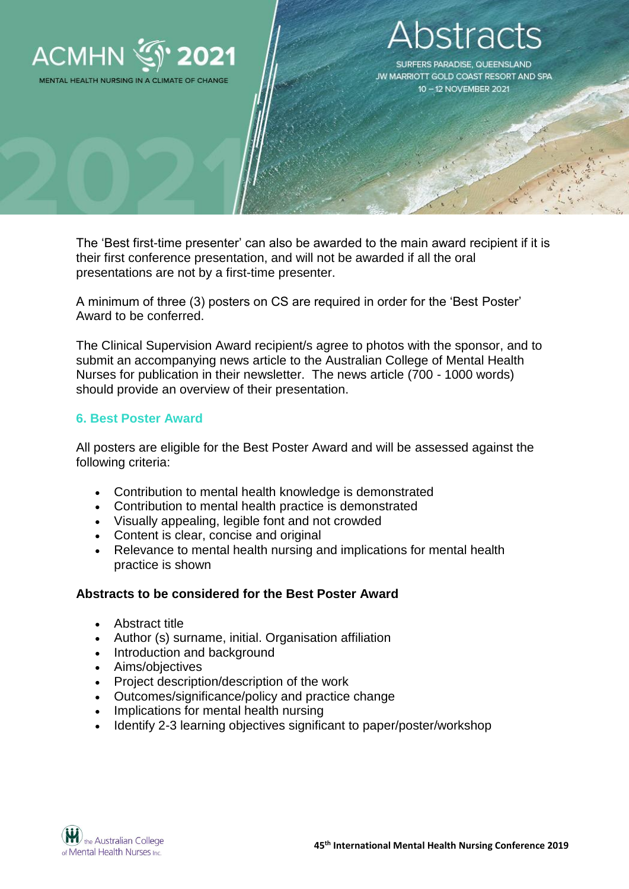The 'Best first-time presenter' can also be awarded to the main award recipient if it is their first conference presentation, and will not be awarded if all the oral presentations are not by a first-time presenter.

A minimum of three (3) posters on CS are required in order for the 'Best Poster' Award to be conferred.

The Clinical Supervision Award recipient/s agree to photos with the sponsor, and to submit an accompanying news article to the Australian College of Mental Health Nurses for publication in their newsletter. The news article (700 - 1000 words) should provide an overview of their presentation.

### 6. Best Poster Award

All posters are eligible for the Best Poster Award and will be assessed against the following criteria:

- Contribution to mental health knowledge is demonstrated
- Contribution to mental health practice is demonstrated
- Visually appealing, legible font and not crowded
- Content is clear, concise and original
- Relevance to mental health nursing and implications for mental health practice is shown

**Abstracts to be considered for the Best Poster Award**

- Abstract title
- Author (s) surname, initial. Organisation affiliation
- Introduction and background
- Aims/objectives
- Project description/description of the work
- Outcomes/significance/policy and practice change
- Implications for mental health nursing
- Identify 2-3 learning objectives significant to paper/poster/workshop